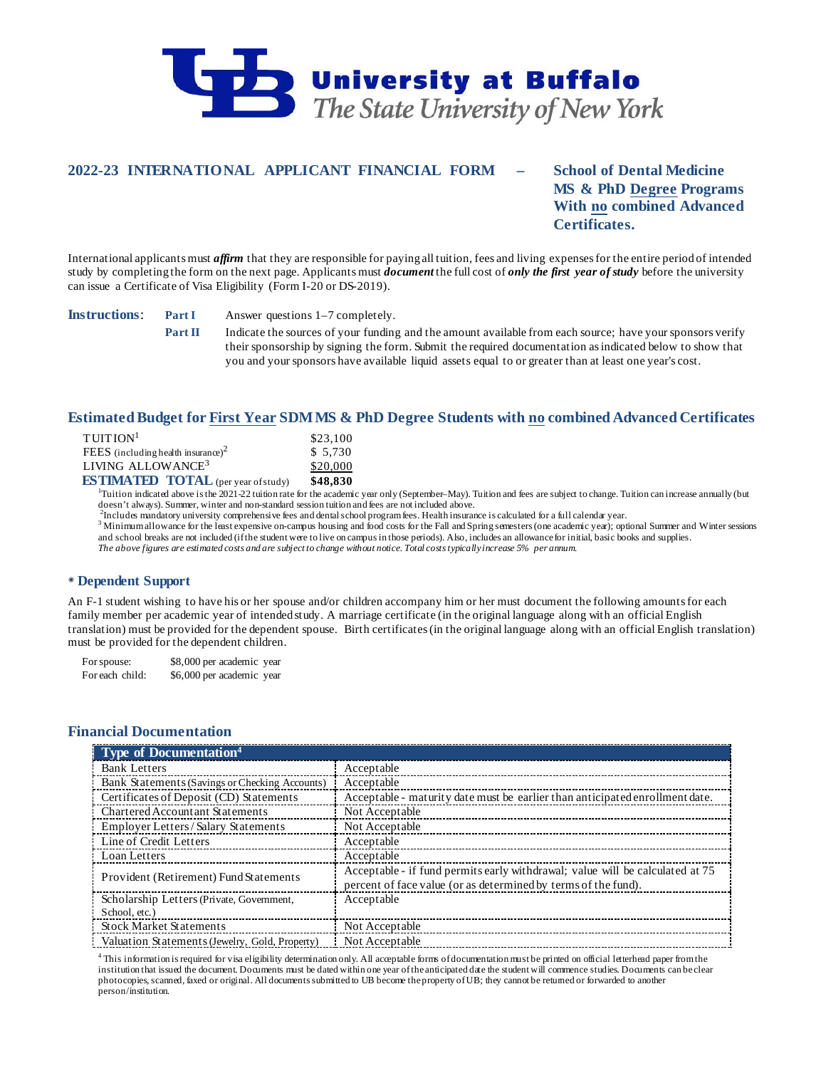# University at Buffalo
*The State University of New York*

## 2022-23 INTERNATIONAL APPLICANT FINANCIAL FORM – School of Dental Medicine MS & PhD Degree Programs With no combined Advanced Certificates.

International applicants must ***affirm*** that they are responsible for paying all tuition, fees and living expenses for the entire period of intended study by completing the form on the next page. Applicants must ***document*** the full cost of ***only the first year of study*** before the university can issue a Certificate of Visa Eligibility (Form I-20 or DS-2019).

**Instructions**:

**Part I** Answer questions 1–7 completely.

**Part II** Indicate the sources of your funding and the amount available from each source; have your sponsors verify their sponsorship by signing the form. Submit the required documentation as indicated below to show that you and your sponsors have available liquid assets equal to or greater than at least one year's cost.

### Estimated Budget for First Year SDM MS & PhD Degree Students with no combined Advanced Certificates

| | |
|---|---|
| TUITION[1] | $23,100 |
| FEES (including health insurance)[2] | $ 5,730 |
| LIVING ALLOWANCE[3] | $20,000 |
| **ESTIMATED TOTAL** (per year of study) | **$48,830** |

[1]Tuition indicated above is the 2021-22 tuition rate for the academic year only (September–May). Tuition and fees are subject to change. Tuition can increase annually (but doesn't always). Summer, winter and non-standard session tuition and fees are not included above.

[2]Includes mandatory university comprehensive fees and dental school program fees. Health insurance is calculated for a full calendar year.

[3] Minimum allowance for the least expensive on-campus housing and food costs for the Fall and Spring semesters (one academic year); optional Summer and Winter sessions and school breaks are not included (if the student were to live on campus in those periods). Also, includes an allowance for initial, basic books and supplies.

*The above figures are estimated costs and are subject to change without notice. Total costs typically increase 5% per annum.*

### * Dependent Support

An F-1 student wishing to have his or her spouse and/or children accompany him or her must document the following amounts for each family member per academic year of intended study. A marriage certificate (in the original language along with an official English translation) must be provided for the dependent spouse. Birth certificates (in the original language along with an official English translation) must be provided for the dependent children.

| | |
|---|---|
| For spouse: | $8,000 per academic year |
| For each child: | $6,000 per academic year |

### Financial Documentation

| Type of Documentation[4] | |
|---|---|
| Bank Letters | Acceptable |
| Bank Statements (Savings or Checking Accounts) | Acceptable |
| Certificates of Deposit (CD) Statements | Acceptable - maturity date must be earlier than anticipated enrollment date. |
| Chartered Accountant Statements | Not Acceptable |
| Employer Letters / Salary Statements | Not Acceptable |
| Line of Credit Letters | Acceptable |
| Loan Letters | Acceptable |
| Provident (Retirement) Fund Statements | Acceptable - if fund permits early withdrawal; value will be calculated at 75 percent of face value (or as determined by terms of the fund). |
| Scholarship Letters (Private, Government, School, etc.) | Acceptable |
| Stock Market Statements | Not Acceptable |
| Valuation Statements (Jewelry, Gold, Property) | Not Acceptable |

[4] This information is required for visa eligibility determination only. All acceptable forms of documentation must be printed on official letterhead paper from the institution that issued the document. Documents must be dated within one year of the anticipated date the student will commence studies. Documents can be clear photocopies, scanned, faxed or original. All documents submitted to UB become the property of UB; they cannot be returned or forwarded to another person/institution.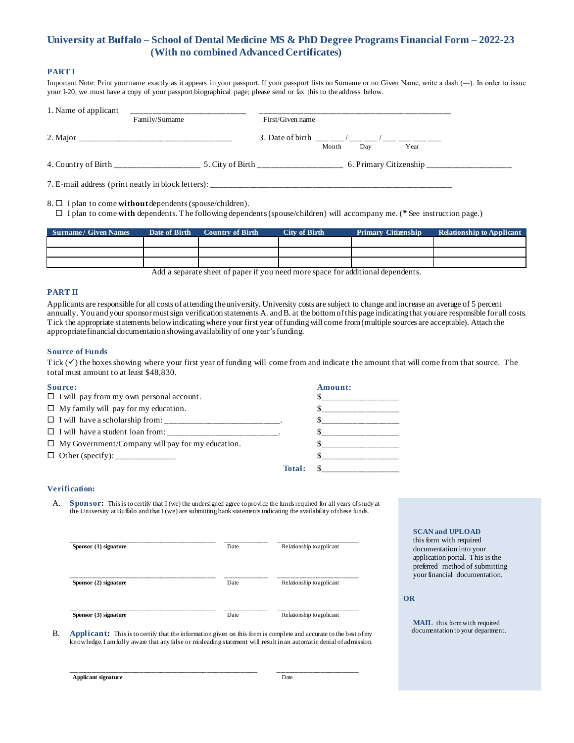# University at Buffalo – School of Dental Medicine MS & PhD Degree Programs Financial Form – 2022-23 (With no combined Advanced Certificates)

## PART I

Important Note: Print your name exactly as it appears in your passport. If your passport lists no Surname or no Given Name, write a dash (—). In order to issue your I-20, we must have a copy of your passport biographical page; please send or fax this to the address below.

1. Name of applicant ___________________________ ____________________________________________
   Family/Surname First/Given name

2. Major ___________________________________ 3. Date of birth ___ ___ / ___ ___ / ___ ___ ___ ___
   Month Day Year

4. Country of Birth ____________________ 5. City of Birth ____________________ 6. Primary Citizenship ____________________

7. E-mail address (print neatly in block letters): ____________________________________________________________

8. ☐ I plan to come **without** dependents (spouse/children).
   ☐ I plan to come **with** dependents. The following dependents (spouse/children) will accompany me. (* See instruction page.)

| Surname / Given Names | Date of Birth | Country of Birth | City of Birth | Primary Citizenship | Relationship to Applicant |
|---|---|---|---|---|---|
| | | | | | |
| | | | | | |
| | | | | | |

Add a separate sheet of paper if you need more space for additional dependents.

## PART II

Applicants are responsible for all costs of attending the university. University costs are subject to change and increase an average of 5 percent annually. You and your sponsor must sign verification statements A. and B. at the bottom of this page indicating that you are responsible for all costs. Tick the appropriate statements below indicating where your first year of funding will come from (multiple sources are acceptable). Attach the appropriate financial documentation showing availability of one year's funding.

### Source of Funds

Tick (✓) the boxes showing where your first year of funding will come from and indicate the amount that will come from that source. The total must amount to at least $48,830.

| Source: | Amount: |
|---|---|
| ☐ I will pay from my own personal account. | $__________________ |
| ☐ My family will pay for my education. | $__________________ |
| ☐ I will have a scholarship from: ____________________________. | $__________________ |
| ☐ I will have a student loan from: ___________________________. | $__________________ |
| ☐ My Government/Company will pay for my education. | $__________________ |
| ☐ Other (specify): ______________ | $__________________ |
| **Total:** | $__________________ |

### Verification:

A. **Sponsor:** This is to certify that I (we) the undersigned agree to provide the funds required for all years of study at the University at Buffalo and that I (we) are submitting bank statements indicating the availability of these funds.

________________________________________ ____________ ______________________
**Sponsor (1) signature** Date Relationship to applicant

________________________________________ ____________ ______________________
**Sponsor (2) signature** Date Relationship to applicant

________________________________________ ____________ ______________________
**Sponsor (3) signature** Date Relationship to applicant

B. **Applicant:** This is to certify that the information given on this form is complete and accurate to the best of my knowledge. I am fully aware that any false or misleading statement will result in an automatic denial of admission.

____________________________________________________ ______________________
**Applicant signature** Date

**SCAN and UPLOAD** this form with required documentation into your application portal. This is the preferred method of submitting your financial documentation.

**OR**

**MAIL** this form with required documentation to your department.